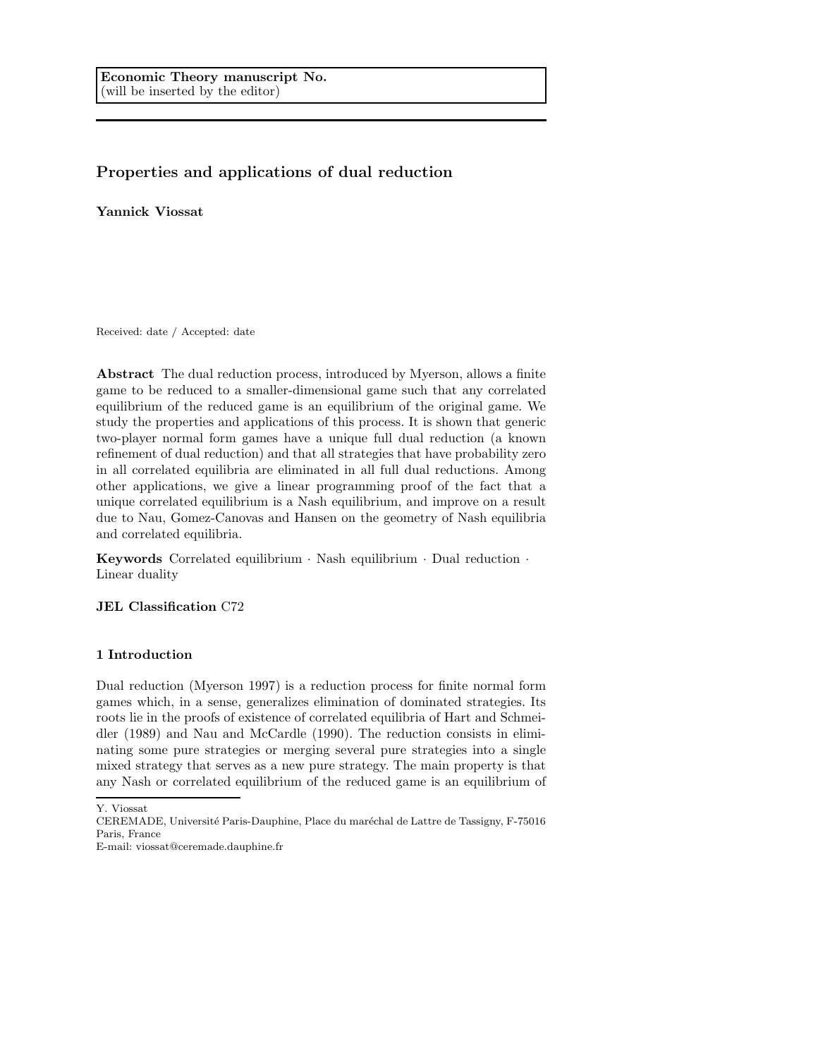Economic Theory manuscript No.
(will be inserted by the editor)

# Properties and applications of dual reduction

**Yannick Viossat**

Received: date / Accepted: date

**Abstract** The dual reduction process, introduced by Myerson, allows a finite game to be reduced to a smaller-dimensional game such that any correlated equilibrium of the reduced game is an equilibrium of the original game. We study the properties and applications of this process. It is shown that generic two-player normal form games have a unique full dual reduction (a known refinement of dual reduction) and that all strategies that have probability zero in all correlated equilibria are eliminated in all full dual reductions. Among other applications, we give a linear programming proof of the fact that a unique correlated equilibrium is a Nash equilibrium, and improve on a result due to Nau, Gomez-Canovas and Hansen on the geometry of Nash equilibria and correlated equilibria.

**Keywords** Correlated equilibrium · Nash equilibrium · Dual reduction · Linear duality

**JEL Classification** C72

## 1 Introduction

Dual reduction (Myerson 1997) is a reduction process for finite normal form games which, in a sense, generalizes elimination of dominated strategies. Its roots lie in the proofs of existence of correlated equilibria of Hart and Schmeidler (1989) and Nau and McCardle (1990). The reduction consists in eliminating some pure strategies or merging several pure strategies into a single mixed strategy that serves as a new pure strategy. The main property is that any Nash or correlated equilibrium of the reduced game is an equilibrium of

---

Y. Viossat
CEREMADE, Université Paris-Dauphine, Place du maréchal de Lattre de Tassigny, F-75016 Paris, France
E-mail: viossat@ceremade.dauphine.fr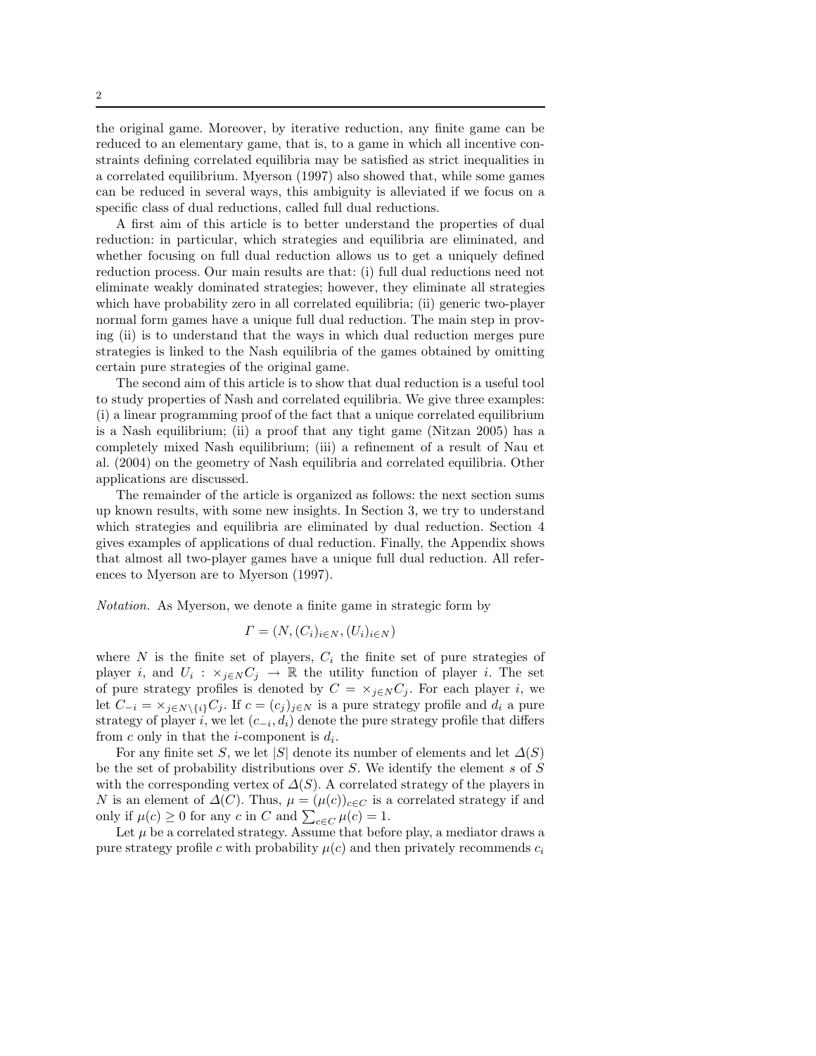the original game. Moreover, by iterative reduction, any finite game can be reduced to an elementary game, that is, to a game in which all incentive constraints defining correlated equilibria may be satisfied as strict inequalities in a correlated equilibrium. Myerson (1997) also showed that, while some games can be reduced in several ways, this ambiguity is alleviated if we focus on a specific class of dual reductions, called full dual reductions.

A first aim of this article is to better understand the properties of dual reduction: in particular, which strategies and equilibria are eliminated, and whether focusing on full dual reduction allows us to get a uniquely defined reduction process. Our main results are that: (i) full dual reductions need not eliminate weakly dominated strategies; however, they eliminate all strategies which have probability zero in all correlated equilibria; (ii) generic two-player normal form games have a unique full dual reduction. The main step in proving (ii) is to understand that the ways in which dual reduction merges pure strategies is linked to the Nash equilibria of the games obtained by omitting certain pure strategies of the original game.

The second aim of this article is to show that dual reduction is a useful tool to study properties of Nash and correlated equilibria. We give three examples: (i) a linear programming proof of the fact that a unique correlated equilibrium is a Nash equilibrium; (ii) a proof that any tight game (Nitzan 2005) has a completely mixed Nash equilibrium; (iii) a refinement of a result of Nau et al. (2004) on the geometry of Nash equilibria and correlated equilibria. Other applications are discussed.

The remainder of the article is organized as follows: the next section sums up known results, with some new insights. In Section 3, we try to understand which strategies and equilibria are eliminated by dual reduction. Section 4 gives examples of applications of dual reduction. Finally, the Appendix shows that almost all two-player games have a unique full dual reduction. All references to Myerson are to Myerson (1997).

*Notation.* As Myerson, we denote a finite game in strategic form by

$$\Gamma = (N, (C_i)_{i \in N}, (U_i)_{i \in N})$$

where $N$ is the finite set of players, $C_i$ the finite set of pure strategies of player $i$, and $U_i : \times_{j \in N} C_j \to \mathbb{R}$ the utility function of player $i$. The set of pure strategy profiles is denoted by $C = \times_{j \in N} C_j$. For each player $i$, we let $C_{-i} = \times_{j \in N \setminus \{i\}} C_j$. If $c = (c_j)_{j \in N}$ is a pure strategy profile and $d_i$ a pure strategy of player $i$, we let $(c_{-i}, d_i)$ denote the pure strategy profile that differs from $c$ only in that the $i$-component is $d_i$.

For any finite set $S$, we let $|S|$ denote its number of elements and let $\Delta(S)$ be the set of probability distributions over $S$. We identify the element $s$ of $S$ with the corresponding vertex of $\Delta(S)$. A correlated strategy of the players in $N$ is an element of $\Delta(C)$. Thus, $\mu = (\mu(c))_{c \in C}$ is a correlated strategy if and only if $\mu(c) \geq 0$ for any $c$ in $C$ and $\sum_{c \in C} \mu(c) = 1$.

Let $\mu$ be a correlated strategy. Assume that before play, a mediator draws a pure strategy profile $c$ with probability $\mu(c)$ and then privately recommends $c_i$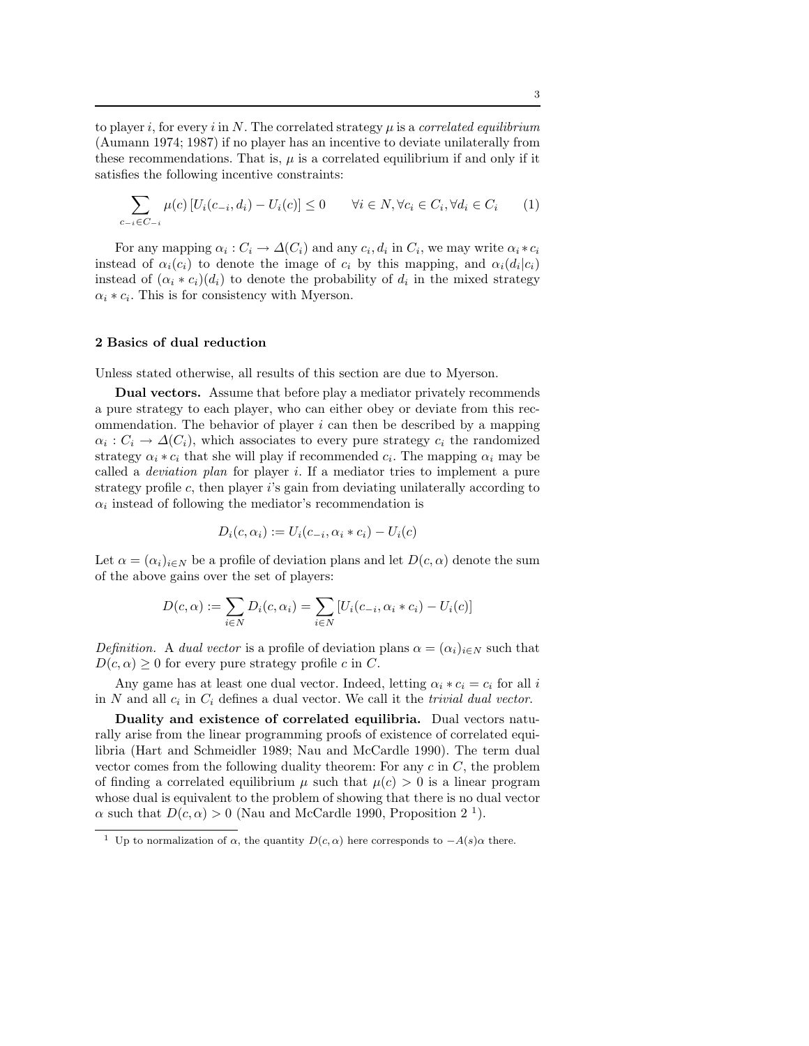to player $i$, for every $i$ in $N$. The correlated strategy $\mu$ is a *correlated equilibrium* (Aumann 1974; 1987) if no player has an incentive to deviate unilaterally from these recommendations. That is, $\mu$ is a correlated equilibrium if and only if it satisfies the following incentive constraints:

$$\sum_{c_{-i} \in C_{-i}} \mu(c) \left[U_i(c_{-i}, d_i) - U_i(c)\right] \leq 0 \qquad \forall i \in N, \forall c_i \in C_i, \forall d_i \in C_i \qquad (1)$$

For any mapping $\alpha_i : C_i \to \Delta(C_i)$ and any $c_i, d_i$ in $C_i$, we may write $\alpha_i * c_i$ instead of $\alpha_i(c_i)$ to denote the image of $c_i$ by this mapping, and $\alpha_i(d_i|c_i)$ instead of $(\alpha_i * c_i)(d_i)$ to denote the probability of $d_i$ in the mixed strategy $\alpha_i * c_i$. This is for consistency with Myerson.

## 2 Basics of dual reduction

Unless stated otherwise, all results of this section are due to Myerson.

**Dual vectors.** Assume that before play a mediator privately recommends a pure strategy to each player, who can either obey or deviate from this recommendation. The behavior of player $i$ can then be described by a mapping $\alpha_i : C_i \to \Delta(C_i)$, which associates to every pure strategy $c_i$ the randomized strategy $\alpha_i * c_i$ that she will play if recommended $c_i$. The mapping $\alpha_i$ may be called a *deviation plan* for player $i$. If a mediator tries to implement a pure strategy profile $c$, then player $i$'s gain from deviating unilaterally according to $\alpha_i$ instead of following the mediator's recommendation is

$$D_i(c, \alpha_i) := U_i(c_{-i}, \alpha_i * c_i) - U_i(c)$$

Let $\alpha = (\alpha_i)_{i \in N}$ be a profile of deviation plans and let $D(c, \alpha)$ denote the sum of the above gains over the set of players:

$$D(c, \alpha) := \sum_{i \in N} D_i(c, \alpha_i) = \sum_{i \in N} \left[U_i(c_{-i}, \alpha_i * c_i) - U_i(c)\right]$$

*Definition.* A *dual vector* is a profile of deviation plans $\alpha = (\alpha_i)_{i \in N}$ such that $D(c, \alpha) \geq 0$ for every pure strategy profile $c$ in $C$.

Any game has at least one dual vector. Indeed, letting $\alpha_i * c_i = c_i$ for all $i$ in $N$ and all $c_i$ in $C_i$ defines a dual vector. We call it the *trivial dual vector*.

**Duality and existence of correlated equilibria.** Dual vectors naturally arise from the linear programming proofs of existence of correlated equilibria (Hart and Schmeidler 1989; Nau and McCardle 1990). The term dual vector comes from the following duality theorem: For any $c$ in $C$, the problem of finding a correlated equilibrium $\mu$ such that $\mu(c) > 0$ is a linear program whose dual is equivalent to the problem of showing that there is no dual vector $\alpha$ such that $D(c, \alpha) > 0$ (Nau and McCardle 1990, Proposition 2 [1]).

[1] Up to normalization of $\alpha$, the quantity $D(c, \alpha)$ here corresponds to $-A(s)\alpha$ there.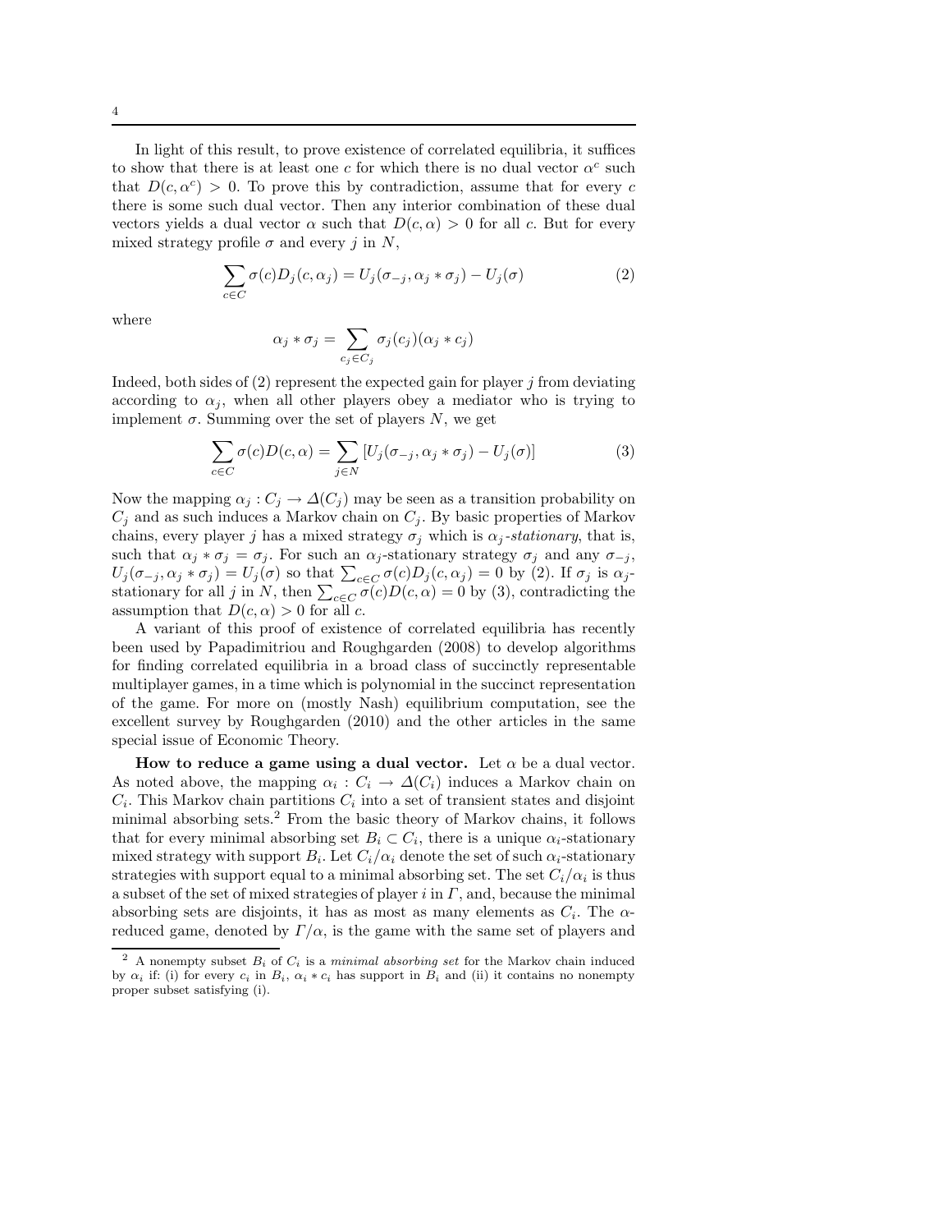In light of this result, to prove existence of correlated equilibria, it suffices to show that there is at least one $c$ for which there is no dual vector $\alpha^c$ such that $D(c, \alpha^c) > 0$. To prove this by contradiction, assume that for every $c$ there is some such dual vector. Then any interior combination of these dual vectors yields a dual vector $\alpha$ such that $D(c, \alpha) > 0$ for all $c$. But for every mixed strategy profile $\sigma$ and every $j$ in $N$,

$$\sum_{c \in C} \sigma(c) D_j(c, \alpha_j) = U_j(\sigma_{-j}, \alpha_j * \sigma_j) - U_j(\sigma) \tag{2}$$

where

$$\alpha_j * \sigma_j = \sum_{c_j \in C_j} \sigma_j(c_j)(\alpha_j * c_j)$$

Indeed, both sides of (2) represent the expected gain for player $j$ from deviating according to $\alpha_j$, when all other players obey a mediator who is trying to implement $\sigma$. Summing over the set of players $N$, we get

$$\sum_{c \in C} \sigma(c) D(c, \alpha) = \sum_{j \in N} \left[ U_j(\sigma_{-j}, \alpha_j * \sigma_j) - U_j(\sigma) \right] \tag{3}$$

Now the mapping $\alpha_j : C_j \to \Delta(C_j)$ may be seen as a transition probability on $C_j$ and as such induces a Markov chain on $C_j$. By basic properties of Markov chains, every player $j$ has a mixed strategy $\sigma_j$ which is $\alpha_j$-*stationary*, that is, such that $\alpha_j * \sigma_j = \sigma_j$. For such an $\alpha_j$-stationary strategy $\sigma_j$ and any $\sigma_{-j}$, $U_j(\sigma_{-j}, \alpha_j * \sigma_j) = U_j(\sigma)$ so that $\sum_{c \in C} \sigma(c) D_j(c, \alpha_j) = 0$ by (2). If $\sigma_j$ is $\alpha_j$-stationary for all $j$ in $N$, then $\sum_{c \in C} \sigma(c) D(c, \alpha) = 0$ by (3), contradicting the assumption that $D(c, \alpha) > 0$ for all $c$.

A variant of this proof of existence of correlated equilibria has recently been used by Papadimitriou and Roughgarden (2008) to develop algorithms for finding correlated equilibria in a broad class of succinctly representable multiplayer games, in a time which is polynomial in the succinct representation of the game. For more on (mostly Nash) equilibrium computation, see the excellent survey by Roughgarden (2010) and the other articles in the same special issue of Economic Theory.

**How to reduce a game using a dual vector.** Let $\alpha$ be a dual vector. As noted above, the mapping $\alpha_i : C_i \to \Delta(C_i)$ induces a Markov chain on $C_i$. This Markov chain partitions $C_i$ into a set of transient states and disjoint minimal absorbing sets.[2] From the basic theory of Markov chains, it follows that for every minimal absorbing set $B_i \subset C_i$, there is a unique $\alpha_i$-stationary mixed strategy with support $B_i$. Let $C_i/\alpha_i$ denote the set of such $\alpha_i$-stationary strategies with support equal to a minimal absorbing set. The set $C_i/\alpha_i$ is thus a subset of the set of mixed strategies of player $i$ in $\Gamma$, and, because the minimal absorbing sets are disjoints, it has as most as many elements as $C_i$. The $\alpha$-reduced game, denoted by $\Gamma/\alpha$, is the game with the same set of players and

[2] A nonempty subset $B_i$ of $C_i$ is a *minimal absorbing set* for the Markov chain induced by $\alpha_i$ if: (i) for every $c_i$ in $B_i$, $\alpha_i * c_i$ has support in $B_i$ and (ii) it contains no nonempty proper subset satisfying (i).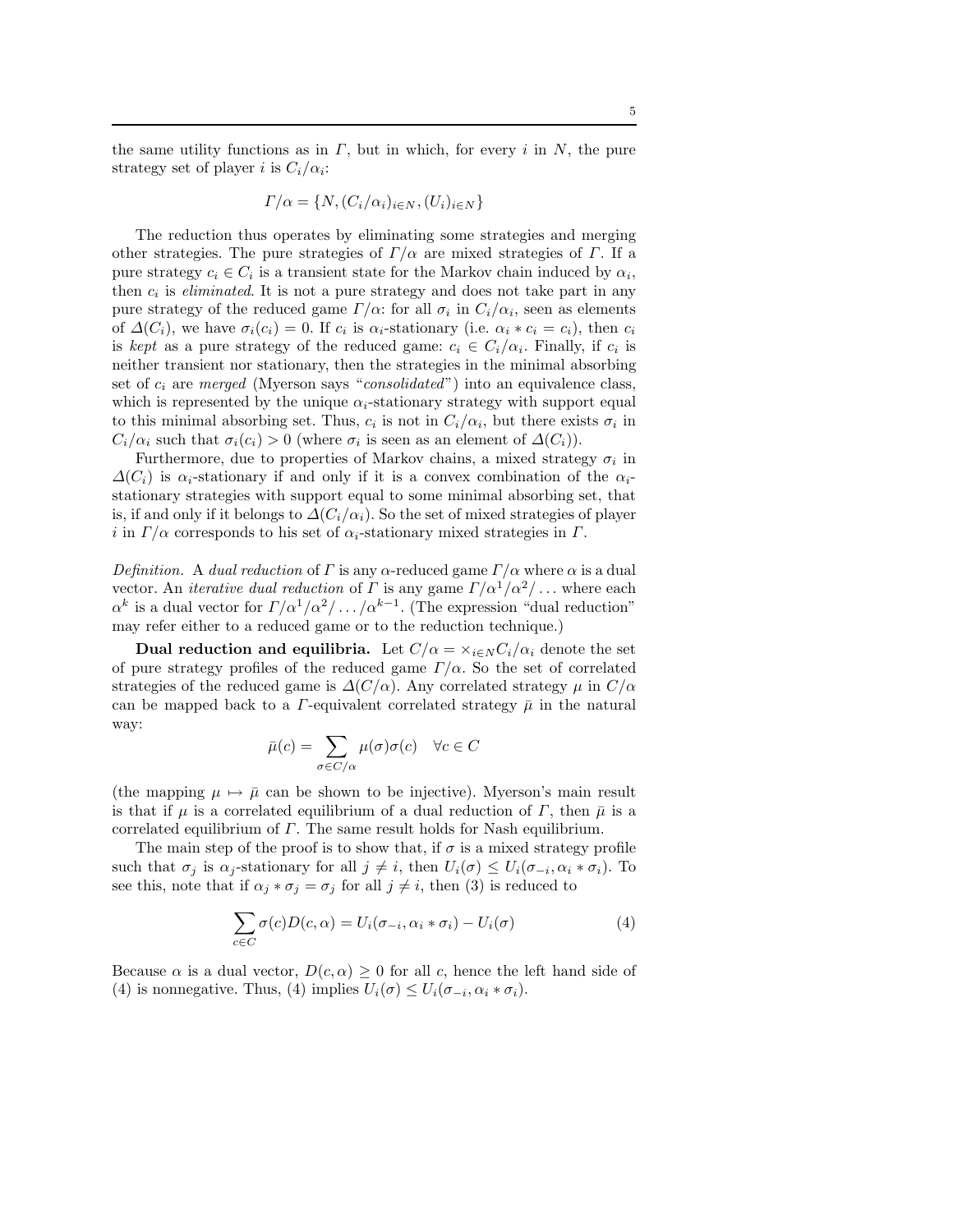the same utility functions as in $\Gamma$, but in which, for every $i$ in $N$, the pure strategy set of player $i$ is $C_i/\alpha_i$:

$$\Gamma/\alpha = \{N, (C_i/\alpha_i)_{i\in N}, (U_i)_{i\in N}\}$$

The reduction thus operates by eliminating some strategies and merging other strategies. The pure strategies of $\Gamma/\alpha$ are mixed strategies of $\Gamma$. If a pure strategy $c_i \in C_i$ is a transient state for the Markov chain induced by $\alpha_i$, then $c_i$ is *eliminated*. It is not a pure strategy and does not take part in any pure strategy of the reduced game $\Gamma/\alpha$: for all $\sigma_i$ in $C_i/\alpha_i$, seen as elements of $\Delta(C_i)$, we have $\sigma_i(c_i) = 0$. If $c_i$ is $\alpha_i$-stationary (i.e. $\alpha_i * c_i = c_i$), then $c_i$ is *kept* as a pure strategy of the reduced game: $c_i \in C_i/\alpha_i$. Finally, if $c_i$ is neither transient nor stationary, then the strategies in the minimal absorbing set of $c_i$ are *merged* (Myerson says "*consolidated*") into an equivalence class, which is represented by the unique $\alpha_i$-stationary strategy with support equal to this minimal absorbing set. Thus, $c_i$ is not in $C_i/\alpha_i$, but there exists $\sigma_i$ in $C_i/\alpha_i$ such that $\sigma_i(c_i) > 0$ (where $\sigma_i$ is seen as an element of $\Delta(C_i)$).

Furthermore, due to properties of Markov chains, a mixed strategy $\sigma_i$ in $\Delta(C_i)$ is $\alpha_i$-stationary if and only if it is a convex combination of the $\alpha_i$-stationary strategies with support equal to some minimal absorbing set, that is, if and only if it belongs to $\Delta(C_i/\alpha_i)$. So the set of mixed strategies of player $i$ in $\Gamma/\alpha$ corresponds to his set of $\alpha_i$-stationary mixed strategies in $\Gamma$.

*Definition.* A *dual reduction* of $\Gamma$ is any $\alpha$-reduced game $\Gamma/\alpha$ where $\alpha$ is a dual vector. An *iterative dual reduction* of $\Gamma$ is any game $\Gamma/\alpha^1/\alpha^2/\ldots$ where each $\alpha^k$ is a dual vector for $\Gamma/\alpha^1/\alpha^2/\ldots/\alpha^{k-1}$. (The expression "dual reduction" may refer either to a reduced game or to the reduction technique.)

**Dual reduction and equilibria.** Let $C/\alpha = \times_{i\in N} C_i/\alpha_i$ denote the set of pure strategy profiles of the reduced game $\Gamma/\alpha$. So the set of correlated strategies of the reduced game is $\Delta(C/\alpha)$. Any correlated strategy $\mu$ in $C/\alpha$ can be mapped back to a $\Gamma$-equivalent correlated strategy $\bar{\mu}$ in the natural way:

$$\bar{\mu}(c) = \sum_{\sigma\in C/\alpha} \mu(\sigma)\sigma(c) \quad \forall c \in C$$

(the mapping $\mu \mapsto \bar{\mu}$ can be shown to be injective). Myerson's main result is that if $\mu$ is a correlated equilibrium of a dual reduction of $\Gamma$, then $\bar{\mu}$ is a correlated equilibrium of $\Gamma$. The same result holds for Nash equilibrium.

The main step of the proof is to show that, if $\sigma$ is a mixed strategy profile such that $\sigma_j$ is $\alpha_j$-stationary for all $j \neq i$, then $U_i(\sigma) \leq U_i(\sigma_{-i}, \alpha_i * \sigma_i)$. To see this, note that if $\alpha_j * \sigma_j = \sigma_j$ for all $j \neq i$, then (3) is reduced to

$$\sum_{c\in C} \sigma(c) D(c, \alpha) = U_i(\sigma_{-i}, \alpha_i * \sigma_i) - U_i(\sigma) \tag{4}$$

Because $\alpha$ is a dual vector, $D(c, \alpha) \geq 0$ for all $c$, hence the left hand side of (4) is nonnegative. Thus, (4) implies $U_i(\sigma) \leq U_i(\sigma_{-i}, \alpha_i * \sigma_i)$.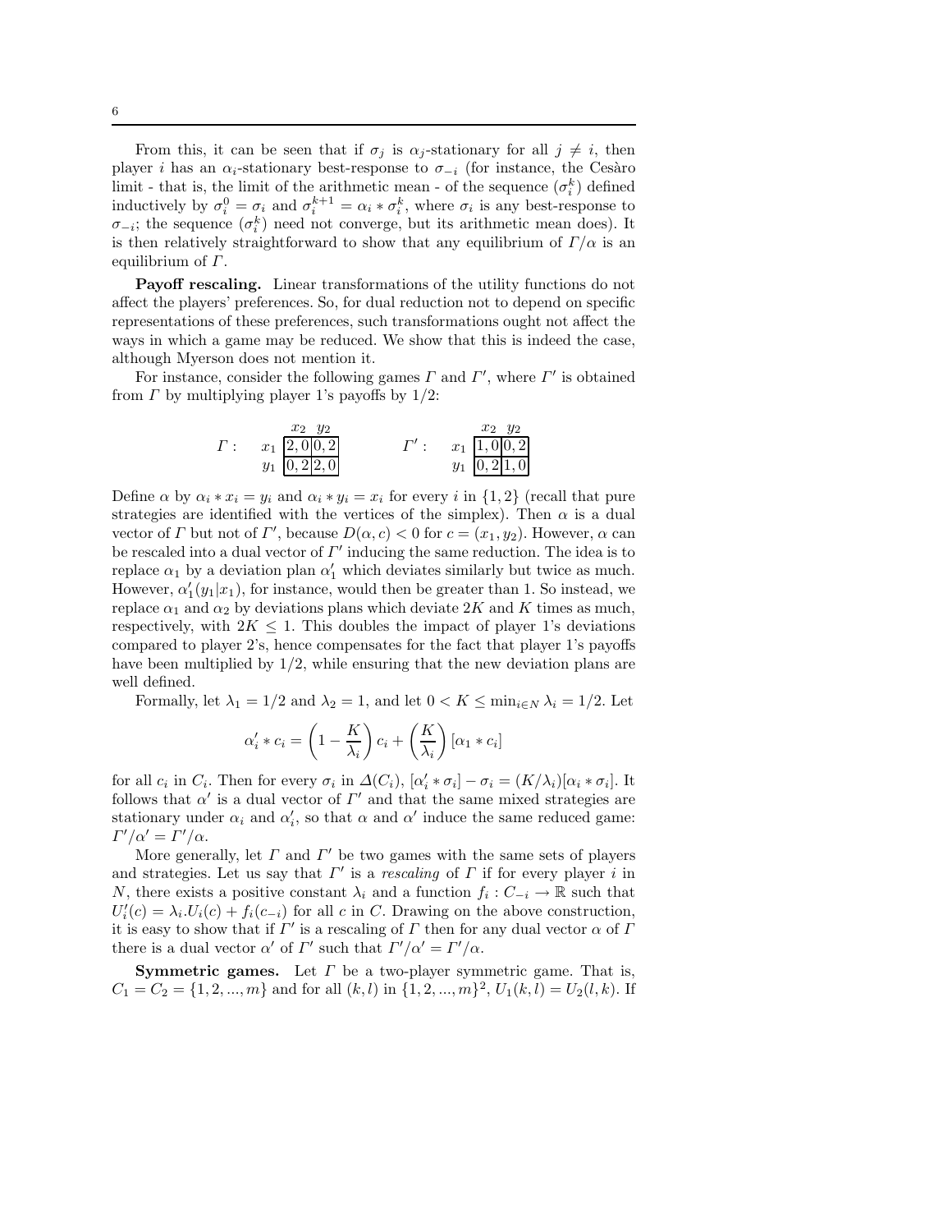From this, it can be seen that if $\sigma_j$ is $\alpha_j$-stationary for all $j \neq i$, then player $i$ has an $\alpha_i$-stationary best-response to $\sigma_{-i}$ (for instance, the Cesàro limit - that is, the limit of the arithmetic mean - of the sequence $(\sigma_i^k)$ defined inductively by $\sigma_i^0 = \sigma_i$ and $\sigma_i^{k+1} = \alpha_i * \sigma_i^k$, where $\sigma_i$ is any best-response to $\sigma_{-i}$; the sequence $(\sigma_i^k)$ need not converge, but its arithmetic mean does). It is then relatively straightforward to show that any equilibrium of $\Gamma/\alpha$ is an equilibrium of $\Gamma$.

**Payoff rescaling.** Linear transformations of the utility functions do not affect the players' preferences. So, for dual reduction not to depend on specific representations of these preferences, such transformations ought not affect the ways in which a game may be reduced. We show that this is indeed the case, although Myerson does not mention it.

For instance, consider the following games $\Gamma$ and $\Gamma'$, where $\Gamma'$ is obtained from $\Gamma$ by multiplying player 1's payoffs by 1/2:

$\Gamma$ :

| | $x_2$ | $y_2$ |
|---|---|---|
| $x_1$ | 2, 0 | 0, 2 |
| $y_1$ | 0, 2 | 2, 0 |

$\Gamma'$ :

| | $x_2$ | $y_2$ |
|---|---|---|
| $x_1$ | 1, 0 | 0, 2 |
| $y_1$ | 0, 2 | 1, 0 |

Define $\alpha$ by $\alpha_i * x_i = y_i$ and $\alpha_i * y_i = x_i$ for every $i$ in $\{1, 2\}$ (recall that pure strategies are identified with the vertices of the simplex). Then $\alpha$ is a dual vector of $\Gamma$ but not of $\Gamma'$, because $D(\alpha, c) < 0$ for $c = (x_1, y_2)$. However, $\alpha$ can be rescaled into a dual vector of $\Gamma'$ inducing the same reduction. The idea is to replace $\alpha_1$ by a deviation plan $\alpha'_1$ which deviates similarly but twice as much. However, $\alpha'_1(y_1|x_1)$, for instance, would then be greater than 1. So instead, we replace $\alpha_1$ and $\alpha_2$ by deviations plans which deviate $2K$ and $K$ times as much, respectively, with $2K \leq 1$. This doubles the impact of player 1's deviations compared to player 2's, hence compensates for the fact that player 1's payoffs have been multiplied by 1/2, while ensuring that the new deviation plans are well defined.

Formally, let $\lambda_1 = 1/2$ and $\lambda_2 = 1$, and let $0 < K \leq \min_{i \in N} \lambda_i = 1/2$. Let

$$\alpha'_i * c_i = \left(1 - \frac{K}{\lambda_i}\right) c_i + \left(\frac{K}{\lambda_i}\right) [\alpha_1 * c_i]$$

for all $c_i$ in $C_i$. Then for every $\sigma_i$ in $\Delta(C_i)$, $[\alpha'_i * \sigma_i] - \sigma_i = (K/\lambda_i)[\alpha_i * \sigma_i]$. It follows that $\alpha'$ is a dual vector of $\Gamma'$ and that the same mixed strategies are stationary under $\alpha_i$ and $\alpha'_i$, so that $\alpha$ and $\alpha'$ induce the same reduced game: $\Gamma'/\alpha' = \Gamma'/\alpha$.

More generally, let $\Gamma$ and $\Gamma'$ be two games with the same sets of players and strategies. Let us say that $\Gamma'$ is a *rescaling* of $\Gamma$ if for every player $i$ in $N$, there exists a positive constant $\lambda_i$ and a function $f_i : C_{-i} \to \mathbb{R}$ such that $U'_i(c) = \lambda_i . U_i(c) + f_i(c_{-i})$ for all $c$ in $C$. Drawing on the above construction, it is easy to show that if $\Gamma'$ is a rescaling of $\Gamma$ then for any dual vector $\alpha$ of $\Gamma$ there is a dual vector $\alpha'$ of $\Gamma'$ such that $\Gamma'/\alpha' = \Gamma'/\alpha$.

**Symmetric games.** Let $\Gamma$ be a two-player symmetric game. That is, $C_1 = C_2 = \{1, 2, ..., m\}$ and for all $(k, l)$ in $\{1, 2, ..., m\}^2$, $U_1(k, l) = U_2(l, k)$. If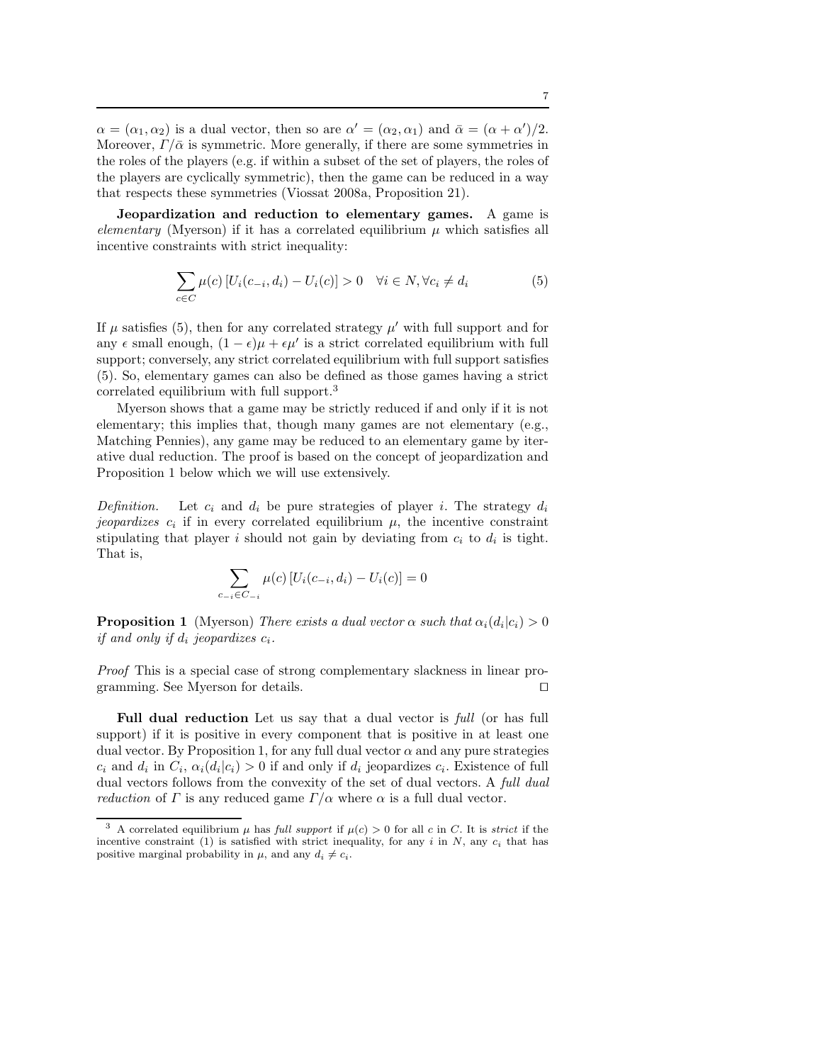$\alpha = (\alpha_1, \alpha_2)$ is a dual vector, then so are $\alpha' = (\alpha_2, \alpha_1)$ and $\bar{\alpha} = (\alpha + \alpha')/2$. Moreover, $\Gamma/\bar{\alpha}$ is symmetric. More generally, if there are some symmetries in the roles of the players (e.g. if within a subset of the set of players, the roles of the players are cyclically symmetric), then the game can be reduced in a way that respects these symmetries (Viossat 2008a, Proposition 21).

**Jeopardization and reduction to elementary games.** A game is *elementary* (Myerson) if it has a correlated equilibrium $\mu$ which satisfies all incentive constraints with strict inequality:

$$\sum_{c \in C} \mu(c) \left[U_i(c_{-i}, d_i) - U_i(c)\right] > 0 \quad \forall i \in N, \forall c_i \neq d_i \tag{5}$$

If $\mu$ satisfies (5), then for any correlated strategy $\mu'$ with full support and for any $\epsilon$ small enough, $(1-\epsilon)\mu + \epsilon\mu'$ is a strict correlated equilibrium with full support; conversely, any strict correlated equilibrium with full support satisfies (5). So, elementary games can also be defined as those games having a strict correlated equilibrium with full support.[3]

Myerson shows that a game may be strictly reduced if and only if it is not elementary; this implies that, though many games are not elementary (e.g., Matching Pennies), any game may be reduced to an elementary game by iterative dual reduction. The proof is based on the concept of jeopardization and Proposition 1 below which we will use extensively.

*Definition.* Let $c_i$ and $d_i$ be pure strategies of player $i$. The strategy $d_i$ *jeopardizes* $c_i$ if in every correlated equilibrium $\mu$, the incentive constraint stipulating that player $i$ should not gain by deviating from $c_i$ to $d_i$ is tight. That is,

$$\sum_{c_{-i} \in C_{-i}} \mu(c) \left[U_i(c_{-i}, d_i) - U_i(c)\right] = 0$$

**Proposition 1** (Myerson) *There exists a dual vector $\alpha$ such that $\alpha_i(d_i|c_i) > 0$ if and only if $d_i$ jeopardizes $c_i$.*

*Proof* This is a special case of strong complementary slackness in linear programming. See Myerson for details. ⊓⊔

**Full dual reduction** Let us say that a dual vector is *full* (or has full support) if it is positive in every component that is positive in at least one dual vector. By Proposition 1, for any full dual vector $\alpha$ and any pure strategies $c_i$ and $d_i$ in $C_i$, $\alpha_i(d_i|c_i) > 0$ if and only if $d_i$ jeopardizes $c_i$. Existence of full dual vectors follows from the convexity of the set of dual vectors. A *full dual reduction* of $\Gamma$ is any reduced game $\Gamma/\alpha$ where $\alpha$ is a full dual vector.

[3] A correlated equilibrium $\mu$ has *full support* if $\mu(c) > 0$ for all $c$ in $C$. It is *strict* if the incentive constraint (1) is satisfied with strict inequality, for any $i$ in $N$, any $c_i$ that has positive marginal probability in $\mu$, and any $d_i \neq c_i$.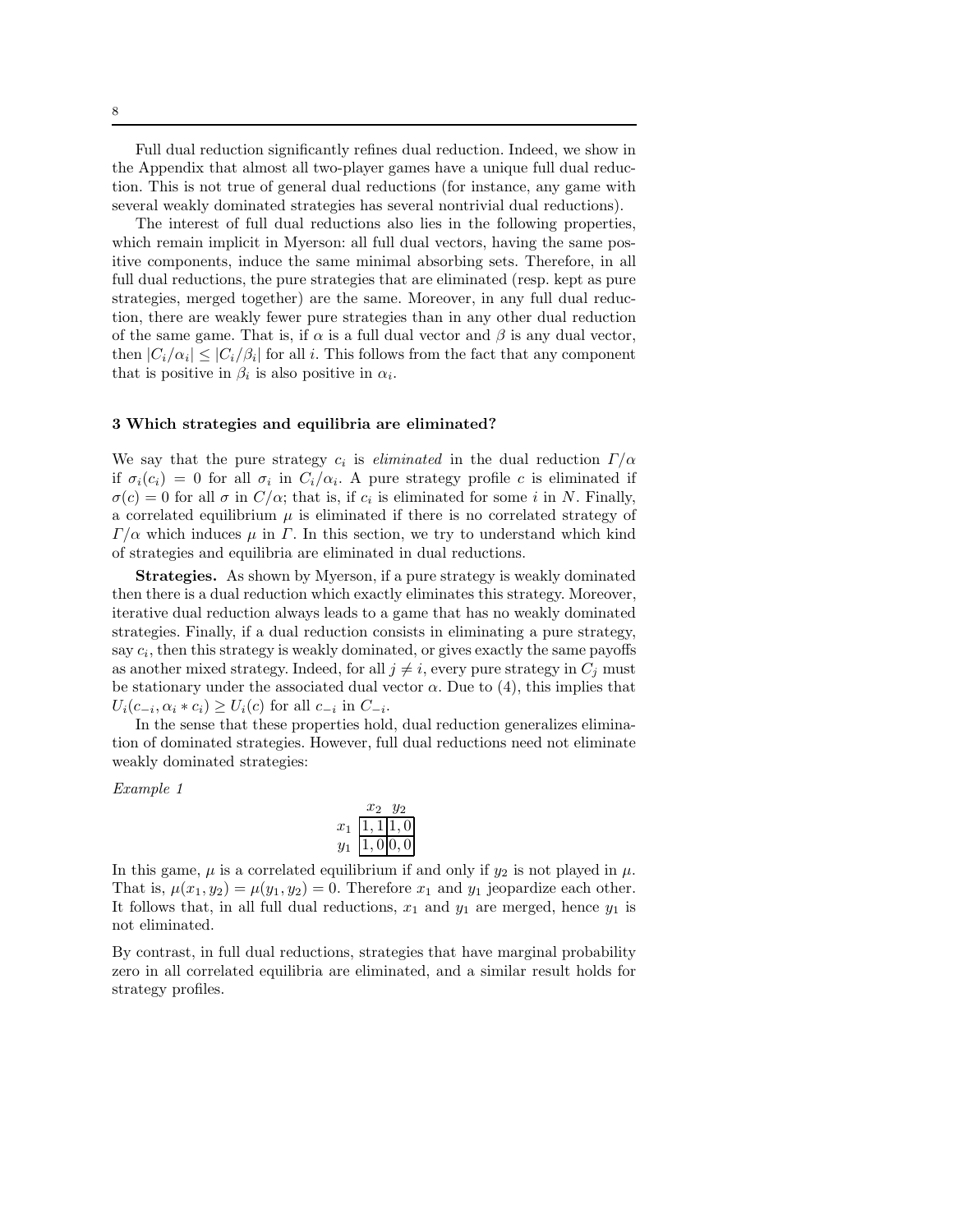Full dual reduction significantly refines dual reduction. Indeed, we show in the Appendix that almost all two-player games have a unique full dual reduction. This is not true of general dual reductions (for instance, any game with several weakly dominated strategies has several nontrivial dual reductions).

The interest of full dual reductions also lies in the following properties, which remain implicit in Myerson: all full dual vectors, having the same positive components, induce the same minimal absorbing sets. Therefore, in all full dual reductions, the pure strategies that are eliminated (resp. kept as pure strategies, merged together) are the same. Moreover, in any full dual reduction, there are weakly fewer pure strategies than in any other dual reduction of the same game. That is, if $\alpha$ is a full dual vector and $\beta$ is any dual vector, then $|C_i/\alpha_i| \leq |C_i/\beta_i|$ for all $i$. This follows from the fact that any component that is positive in $\beta_i$ is also positive in $\alpha_i$.

## 3 Which strategies and equilibria are eliminated?

We say that the pure strategy $c_i$ is *eliminated* in the dual reduction $\Gamma/\alpha$ if $\sigma_i(c_i) = 0$ for all $\sigma_i$ in $C_i/\alpha_i$. A pure strategy profile $c$ is eliminated if $\sigma(c) = 0$ for all $\sigma$ in $C/\alpha$; that is, if $c_i$ is eliminated for some $i$ in $N$. Finally, a correlated equilibrium $\mu$ is eliminated if there is no correlated strategy of $\Gamma/\alpha$ which induces $\mu$ in $\Gamma$. In this section, we try to understand which kind of strategies and equilibria are eliminated in dual reductions.

**Strategies.** As shown by Myerson, if a pure strategy is weakly dominated then there is a dual reduction which exactly eliminates this strategy. Moreover, iterative dual reduction always leads to a game that has no weakly dominated strategies. Finally, if a dual reduction consists in eliminating a pure strategy, say $c_i$, then this strategy is weakly dominated, or gives exactly the same payoffs as another mixed strategy. Indeed, for all $j \neq i$, every pure strategy in $C_j$ must be stationary under the associated dual vector $\alpha$. Due to (4), this implies that $U_i(c_{-i}, \alpha_i * c_i) \geq U_i(c)$ for all $c_{-i}$ in $C_{-i}$.

In the sense that these properties hold, dual reduction generalizes elimination of dominated strategies. However, full dual reductions need not eliminate weakly dominated strategies:

*Example 1*

| | $x_2$ | $y_2$ |
|---|---|---|
| $x_1$ | $1, 1$ | $1, 0$ |
| $y_1$ | $1, 0$ | $0, 0$ |

In this game, $\mu$ is a correlated equilibrium if and only if $y_2$ is not played in $\mu$. That is, $\mu(x_1, y_2) = \mu(y_1, y_2) = 0$. Therefore $x_1$ and $y_1$ jeopardize each other. It follows that, in all full dual reductions, $x_1$ and $y_1$ are merged, hence $y_1$ is not eliminated.

By contrast, in full dual reductions, strategies that have marginal probability zero in all correlated equilibria are eliminated, and a similar result holds for strategy profiles.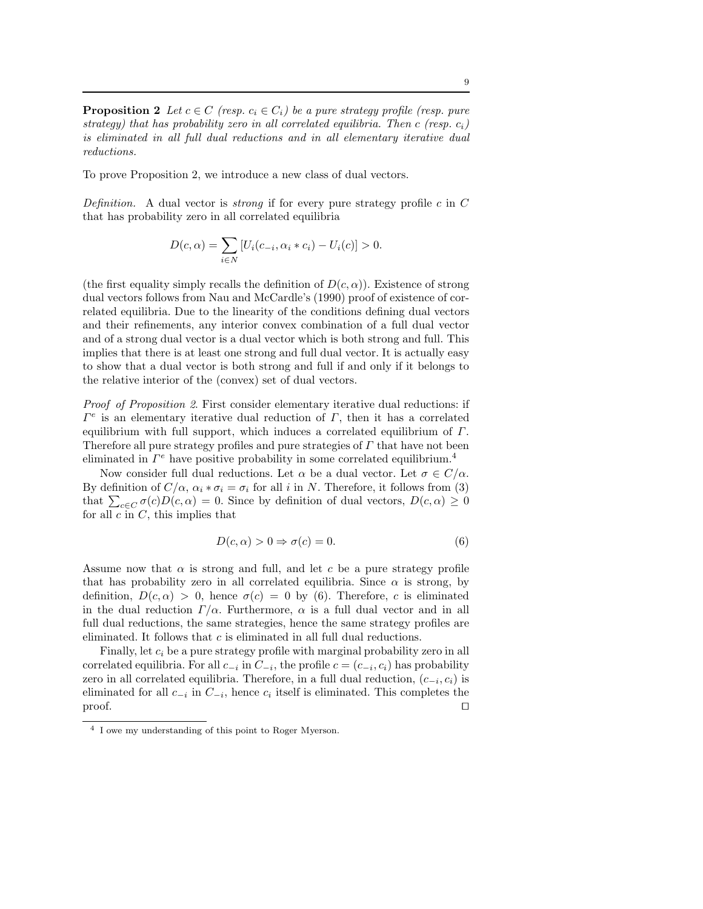**Proposition 2** *Let $c \in C$ (resp. $c_i \in C_i$) be a pure strategy profile (resp. pure strategy) that has probability zero in all correlated equilibria. Then $c$ (resp. $c_i$) is eliminated in all full dual reductions and in all elementary iterative dual reductions.*

To prove Proposition 2, we introduce a new class of dual vectors.

*Definition.* A dual vector is *strong* if for every pure strategy profile $c$ in $C$ that has probability zero in all correlated equilibria

$$D(c, \alpha) = \sum_{i \in N} [U_i(c_{-i}, \alpha_i * c_i) - U_i(c)] > 0.$$

(the first equality simply recalls the definition of $D(c, \alpha)$). Existence of strong dual vectors follows from Nau and McCardle's (1990) proof of existence of correlated equilibria. Due to the linearity of the conditions defining dual vectors and their refinements, any interior convex combination of a full dual vector and of a strong dual vector is a dual vector which is both strong and full. This implies that there is at least one strong and full dual vector. It is actually easy to show that a dual vector is both strong and full if and only if it belongs to the relative interior of the (convex) set of dual vectors.

*Proof of Proposition 2.* First consider elementary iterative dual reductions: if $\Gamma^e$ is an elementary iterative dual reduction of $\Gamma$, then it has a correlated equilibrium with full support, which induces a correlated equilibrium of $\Gamma$. Therefore all pure strategy profiles and pure strategies of $\Gamma$ that have not been eliminated in $\Gamma^e$ have positive probability in some correlated equilibrium.[4]

Now consider full dual reductions. Let $\alpha$ be a dual vector. Let $\sigma \in C/\alpha$. By definition of $C/\alpha$, $\alpha_i * \sigma_i = \sigma_i$ for all $i$ in $N$. Therefore, it follows from (3) that $\sum_{c \in C} \sigma(c) D(c, \alpha) = 0$. Since by definition of dual vectors, $D(c, \alpha) \geq 0$ for all $c$ in $C$, this implies that

$$D(c, \alpha) > 0 \Rightarrow \sigma(c) = 0. \tag{6}$$

Assume now that $\alpha$ is strong and full, and let $c$ be a pure strategy profile that has probability zero in all correlated equilibria. Since $\alpha$ is strong, by definition, $D(c, \alpha) > 0$, hence $\sigma(c) = 0$ by (6). Therefore, $c$ is eliminated in the dual reduction $\Gamma/\alpha$. Furthermore, $\alpha$ is a full dual vector and in all full dual reductions, the same strategies, hence the same strategy profiles are eliminated. It follows that $c$ is eliminated in all full dual reductions.

Finally, let $c_i$ be a pure strategy profile with marginal probability zero in all correlated equilibria. For all $c_{-i}$ in $C_{-i}$, the profile $c = (c_{-i}, c_i)$ has probability zero in all correlated equilibria. Therefore, in a full dual reduction, $(c_{-i}, c_i)$ is eliminated for all $c_{-i}$ in $C_{-i}$, hence $c_i$ itself is eliminated. This completes the proof. □

[4] I owe my understanding of this point to Roger Myerson.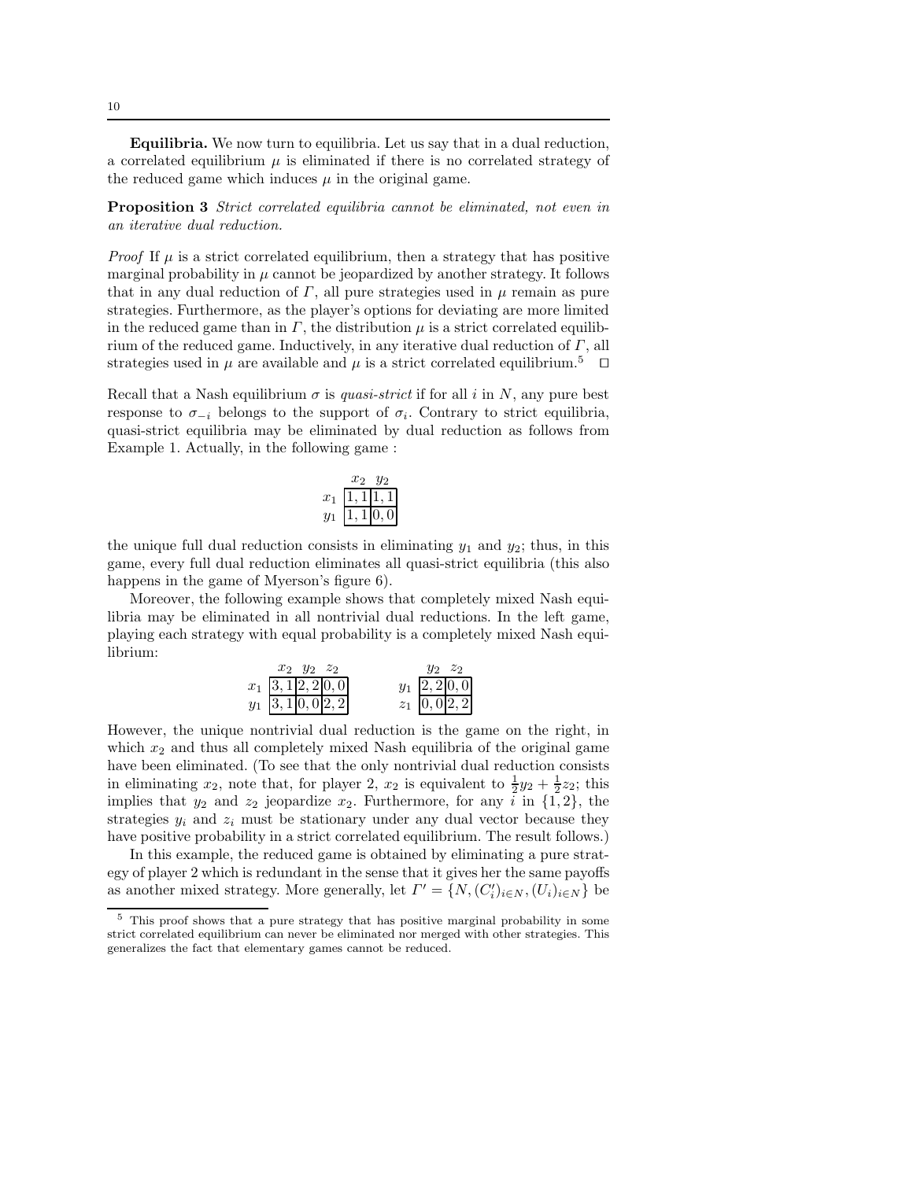**Equilibria.** We now turn to equilibria. Let us say that in a dual reduction, a correlated equilibrium $\mu$ is eliminated if there is no correlated strategy of the reduced game which induces $\mu$ in the original game.

**Proposition 3** *Strict correlated equilibria cannot be eliminated, not even in an iterative dual reduction.*

*Proof* If $\mu$ is a strict correlated equilibrium, then a strategy that has positive marginal probability in $\mu$ cannot be jeopardized by another strategy. It follows that in any dual reduction of $\Gamma$, all pure strategies used in $\mu$ remain as pure strategies. Furthermore, as the player's options for deviating are more limited in the reduced game than in $\Gamma$, the distribution $\mu$ is a strict correlated equilibrium of the reduced game. Inductively, in any iterative dual reduction of $\Gamma$, all strategies used in $\mu$ are available and $\mu$ is a strict correlated equilibrium.[5] □

Recall that a Nash equilibrium $\sigma$ is *quasi-strict* if for all $i$ in $N$, any pure best response to $\sigma_{-i}$ belongs to the support of $\sigma_i$. Contrary to strict equilibria, quasi-strict equilibria may be eliminated by dual reduction as follows from Example 1. Actually, in the following game :

| | $x_2$ | $y_2$ |
|---|---|---|
| $x_1$ | 1, 1 | 1, 1 |
| $y_1$ | 1, 1 | 0, 0 |

the unique full dual reduction consists in eliminating $y_1$ and $y_2$; thus, in this game, every full dual reduction eliminates all quasi-strict equilibria (this also happens in the game of Myerson's figure 6).

Moreover, the following example shows that completely mixed Nash equilibria may be eliminated in all nontrivial dual reductions. In the left game, playing each strategy with equal probability is a completely mixed Nash equilibrium:

| | $x_2$ | $y_2$ | $z_2$ |
|---|---|---|---|
| $x_1$ | 3, 1 | 2, 2 | 0, 0 |
| $y_1$ | 3, 1 | 0, 0 | 2, 2 |

| | $y_2$ | $z_2$ |
|---|---|---|
| $y_1$ | 2, 2 | 0, 0 |
| $z_1$ | 0, 0 | 2, 2 |

However, the unique nontrivial dual reduction is the game on the right, in which $x_2$ and thus all completely mixed Nash equilibria of the original game have been eliminated. (To see that the only nontrivial dual reduction consists in eliminating $x_2$, note that, for player 2, $x_2$ is equivalent to $\frac{1}{2}y_2 + \frac{1}{2}z_2$; this implies that $y_2$ and $z_2$ jeopardize $x_2$. Furthermore, for any $i$ in $\{1, 2\}$, the strategies $y_i$ and $z_i$ must be stationary under any dual vector because they have positive probability in a strict correlated equilibrium. The result follows.)

In this example, the reduced game is obtained by eliminating a pure strategy of player 2 which is redundant in the sense that it gives her the same payoffs as another mixed strategy. More generally, let $\Gamma' = \{N, (C'_i)_{i \in N}, (U_i)_{i \in N}\}$ be

[5] This proof shows that a pure strategy that has positive marginal probability in some strict correlated equilibrium can never be eliminated nor merged with other strategies. This generalizes the fact that elementary games cannot be reduced.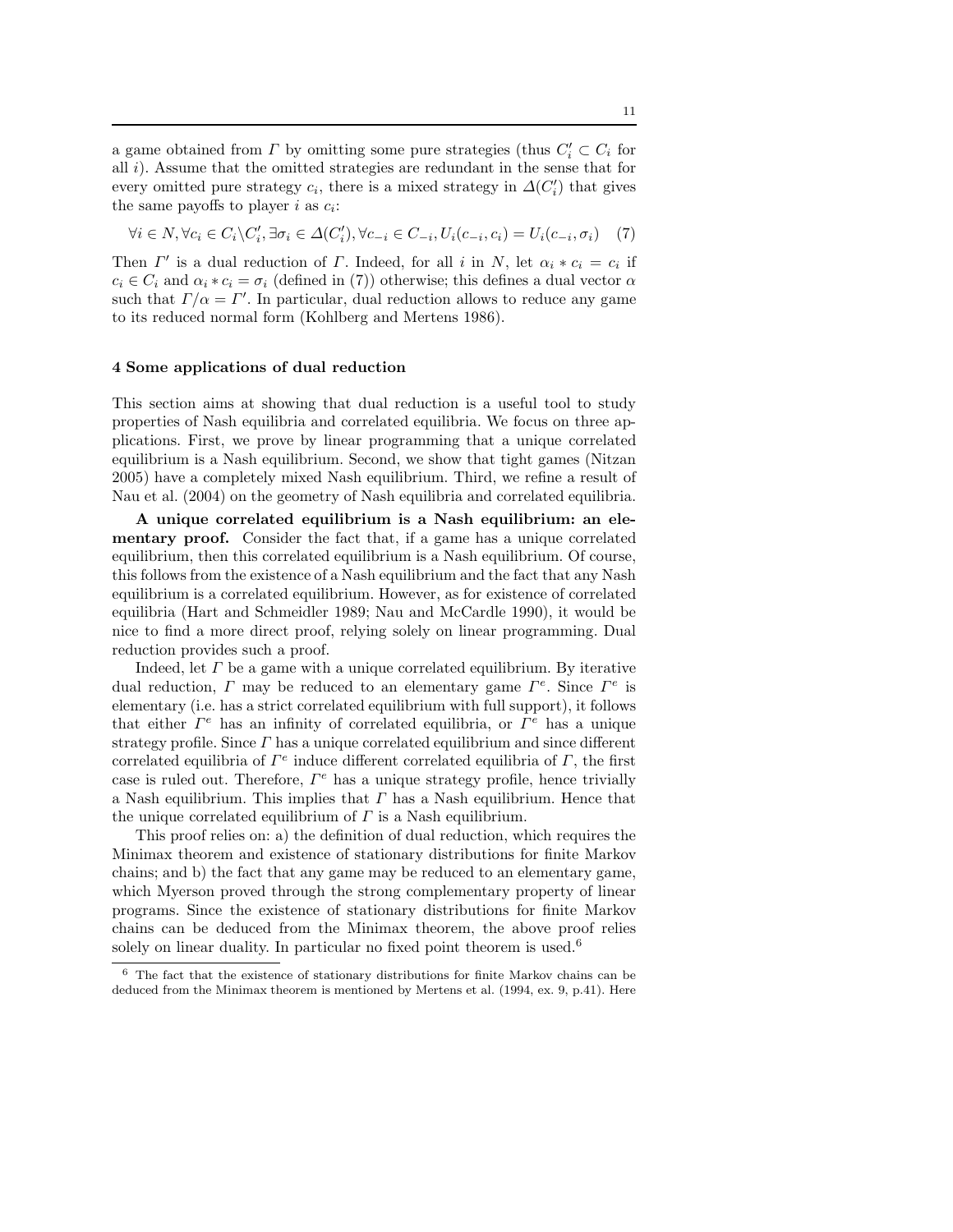a game obtained from $\Gamma$ by omitting some pure strategies (thus $C_i' \subset C_i$ for all $i$). Assume that the omitted strategies are redundant in the sense that for every omitted pure strategy $c_i$, there is a mixed strategy in $\Delta(C_i')$ that gives the same payoffs to player $i$ as $c_i$:

$$\forall i \in N, \forall c_i \in C_i \backslash C_i', \exists \sigma_i \in \Delta(C_i'), \forall c_{-i} \in C_{-i}, U_i(c_{-i}, c_i) = U_i(c_{-i}, \sigma_i) \quad (7)$$

Then $\Gamma'$ is a dual reduction of $\Gamma$. Indeed, for all $i$ in $N$, let $\alpha_i * c_i = c_i$ if $c_i \in C_i$ and $\alpha_i * c_i = \sigma_i$ (defined in (7)) otherwise; this defines a dual vector $\alpha$ such that $\Gamma/\alpha = \Gamma'$. In particular, dual reduction allows to reduce any game to its reduced normal form (Kohlberg and Mertens 1986).

## 4 Some applications of dual reduction

This section aims at showing that dual reduction is a useful tool to study properties of Nash equilibria and correlated equilibria. We focus on three applications. First, we prove by linear programming that a unique correlated equilibrium is a Nash equilibrium. Second, we show that tight games (Nitzan 2005) have a completely mixed Nash equilibrium. Third, we refine a result of Nau et al. (2004) on the geometry of Nash equilibria and correlated equilibria.

**A unique correlated equilibrium is a Nash equilibrium: an elementary proof.** Consider the fact that, if a game has a unique correlated equilibrium, then this correlated equilibrium is a Nash equilibrium. Of course, this follows from the existence of a Nash equilibrium and the fact that any Nash equilibrium is a correlated equilibrium. However, as for existence of correlated equilibria (Hart and Schmeidler 1989; Nau and McCardle 1990), it would be nice to find a more direct proof, relying solely on linear programming. Dual reduction provides such a proof.

Indeed, let $\Gamma$ be a game with a unique correlated equilibrium. By iterative dual reduction, $\Gamma$ may be reduced to an elementary game $\Gamma^e$. Since $\Gamma^e$ is elementary (i.e. has a strict correlated equilibrium with full support), it follows that either $\Gamma^e$ has an infinity of correlated equilibria, or $\Gamma^e$ has a unique strategy profile. Since $\Gamma$ has a unique correlated equilibrium and since different correlated equilibria of $\Gamma^e$ induce different correlated equilibria of $\Gamma$, the first case is ruled out. Therefore, $\Gamma^e$ has a unique strategy profile, hence trivially a Nash equilibrium. This implies that $\Gamma$ has a Nash equilibrium. Hence that the unique correlated equilibrium of $\Gamma$ is a Nash equilibrium.

This proof relies on: a) the definition of dual reduction, which requires the Minimax theorem and existence of stationary distributions for finite Markov chains; and b) the fact that any game may be reduced to an elementary game, which Myerson proved through the strong complementary property of linear programs. Since the existence of stationary distributions for finite Markov chains can be deduced from the Minimax theorem, the above proof relies solely on linear duality. In particular no fixed point theorem is used.[6]

[6] The fact that the existence of stationary distributions for finite Markov chains can be deduced from the Minimax theorem is mentioned by Mertens et al. (1994, ex. 9, p.41). Here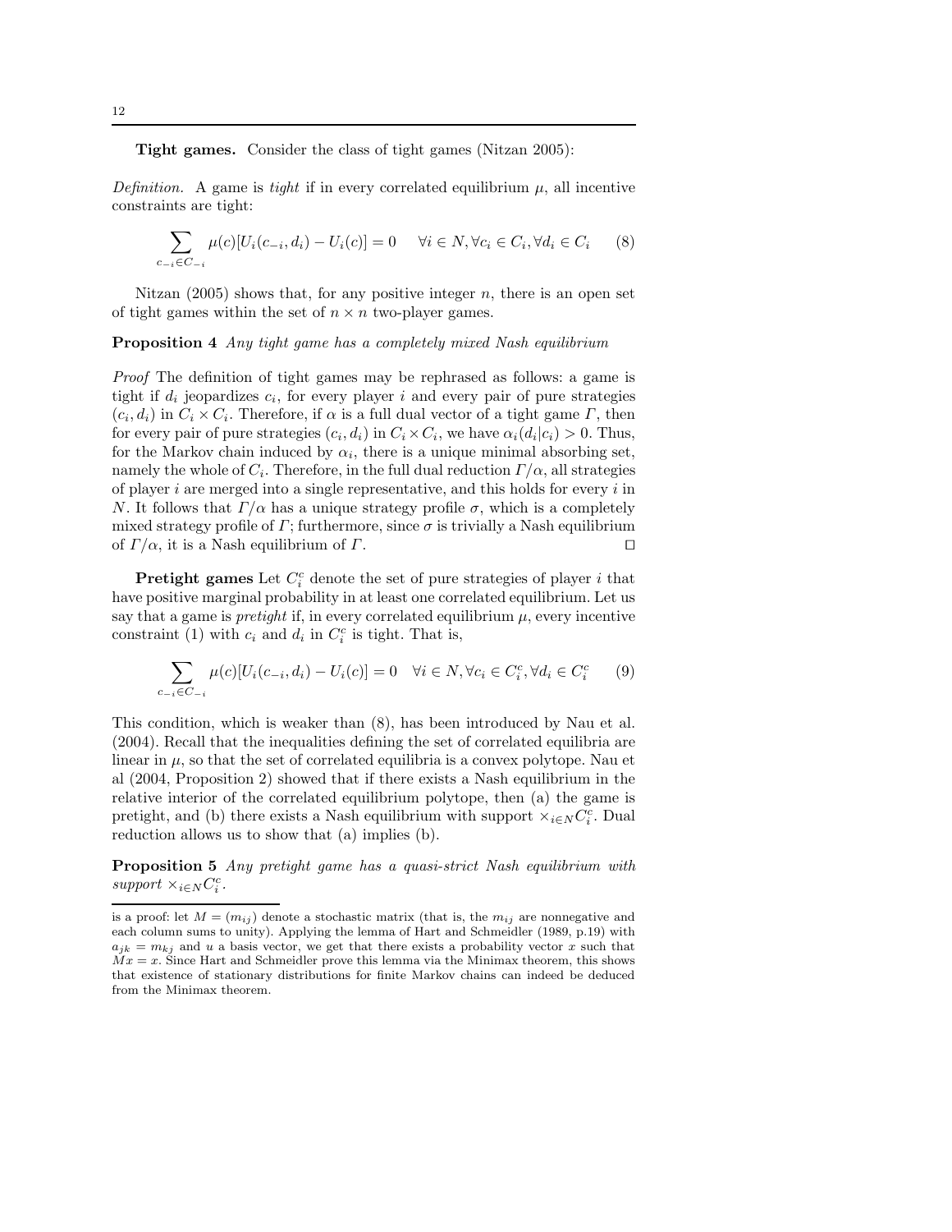**Tight games.** Consider the class of tight games (Nitzan 2005):

*Definition.* A game is *tight* if in every correlated equilibrium $\mu$, all incentive constraints are tight:

$$\sum_{c_{-i} \in C_{-i}} \mu(c)[U_i(c_{-i}, d_i) - U_i(c)] = 0 \quad \forall i \in N, \forall c_i \in C_i, \forall d_i \in C_i \tag{8}$$

Nitzan (2005) shows that, for any positive integer $n$, there is an open set of tight games within the set of $n \times n$ two-player games.

**Proposition 4** *Any tight game has a completely mixed Nash equilibrium*

*Proof* The definition of tight games may be rephrased as follows: a game is tight if $d_i$ jeopardizes $c_i$, for every player $i$ and every pair of pure strategies $(c_i, d_i)$ in $C_i \times C_i$. Therefore, if $\alpha$ is a full dual vector of a tight game $\Gamma$, then for every pair of pure strategies $(c_i, d_i)$ in $C_i \times C_i$, we have $\alpha_i(d_i|c_i) > 0$. Thus, for the Markov chain induced by $\alpha_i$, there is a unique minimal absorbing set, namely the whole of $C_i$. Therefore, in the full dual reduction $\Gamma/\alpha$, all strategies of player $i$ are merged into a single representative, and this holds for every $i$ in $N$. It follows that $\Gamma/\alpha$ has a unique strategy profile $\sigma$, which is a completely mixed strategy profile of $\Gamma$; furthermore, since $\sigma$ is trivially a Nash equilibrium of $\Gamma/\alpha$, it is a Nash equilibrium of $\Gamma$. ◻

**Pretight games** Let $C_i^c$ denote the set of pure strategies of player $i$ that have positive marginal probability in at least one correlated equilibrium. Let us say that a game is *pretight* if, in every correlated equilibrium $\mu$, every incentive constraint (1) with $c_i$ and $d_i$ in $C_i^c$ is tight. That is,

$$\sum_{c_{-i} \in C_{-i}} \mu(c)[U_i(c_{-i}, d_i) - U_i(c)] = 0 \quad \forall i \in N, \forall c_i \in C_i^c, \forall d_i \in C_i^c \tag{9}$$

This condition, which is weaker than (8), has been introduced by Nau et al. (2004). Recall that the inequalities defining the set of correlated equilibria are linear in $\mu$, so that the set of correlated equilibria is a convex polytope. Nau et al (2004, Proposition 2) showed that if there exists a Nash equilibrium in the relative interior of the correlated equilibrium polytope, then (a) the game is pretight, and (b) there exists a Nash equilibrium with support $\times_{i \in N} C_i^c$. Dual reduction allows us to show that (a) implies (b).

**Proposition 5** *Any pretight game has a quasi-strict Nash equilibrium with support* $\times_{i \in N} C_i^c$.

---

is a proof: let $M = (m_{ij})$ denote a stochastic matrix (that is, the $m_{ij}$ are nonnegative and each column sums to unity). Applying the lemma of Hart and Schmeidler (1989, p.19) with $a_{jk} = m_{kj}$ and $u$ a basis vector, we get that there exists a probability vector $x$ such that $Mx = x$. Since Hart and Schmeidler prove this lemma via the Minimax theorem, this shows that existence of stationary distributions for finite Markov chains can indeed be deduced from the Minimax theorem.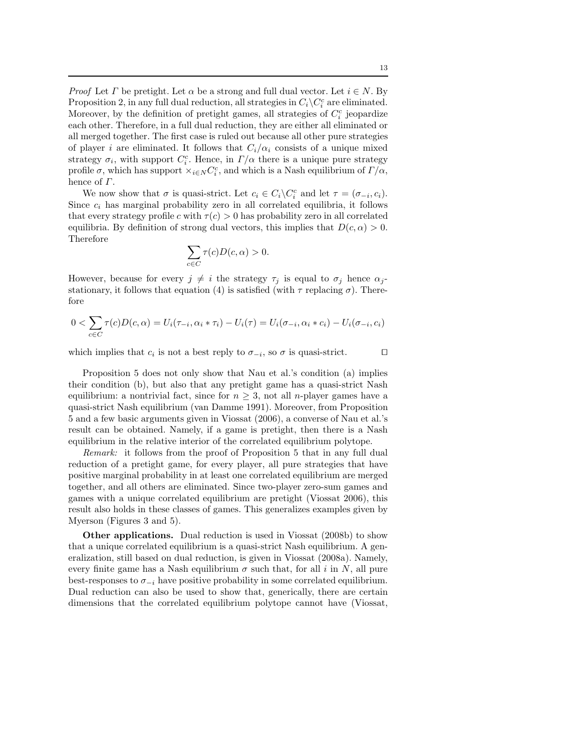*Proof* Let $\Gamma$ be pretight. Let $\alpha$ be a strong and full dual vector. Let $i \in N$. By Proposition 2, in any full dual reduction, all strategies in $C_i \backslash C_i^c$ are eliminated. Moreover, by the definition of pretight games, all strategies of $C_i^c$ jeopardize each other. Therefore, in a full dual reduction, they are either all eliminated or all merged together. The first case is ruled out because all other pure strategies of player $i$ are eliminated. It follows that $C_i/\alpha_i$ consists of a unique mixed strategy $\sigma_i$, with support $C_i^c$. Hence, in $\Gamma/\alpha$ there is a unique pure strategy profile $\sigma$, which has support $\times_{i \in N} C_i^c$, and which is a Nash equilibrium of $\Gamma/\alpha$, hence of $\Gamma$.

We now show that $\sigma$ is quasi-strict. Let $c_i \in C_i \backslash C_i^c$ and let $\tau = (\sigma_{-i}, c_i)$. Since $c_i$ has marginal probability zero in all correlated equilibria, it follows that every strategy profile $c$ with $\tau(c) > 0$ has probability zero in all correlated equilibria. By definition of strong dual vectors, this implies that $D(c, \alpha) > 0$. Therefore

$$\sum_{c \in C} \tau(c) D(c, \alpha) > 0.$$

However, because for every $j \neq i$ the strategy $\tau_j$ is equal to $\sigma_j$ hence $\alpha_j$-stationary, it follows that equation (4) is satisfied (with $\tau$ replacing $\sigma$). Therefore

$$0 < \sum_{c \in C} \tau(c) D(c, \alpha) = U_i(\tau_{-i}, \alpha_i * \tau_i) - U_i(\tau) = U_i(\sigma_{-i}, \alpha_i * c_i) - U_i(\sigma_{-i}, c_i)$$

which implies that $c_i$ is not a best reply to $\sigma_{-i}$, so $\sigma$ is quasi-strict. $\square$

Proposition 5 does not only show that Nau et al.'s condition (a) implies their condition (b), but also that any pretight game has a quasi-strict Nash equilibrium: a nontrivial fact, since for $n \geq 3$, not all $n$-player games have a quasi-strict Nash equilibrium (van Damme 1991). Moreover, from Proposition 5 and a few basic arguments given in Viossat (2006), a converse of Nau et al.'s result can be obtained. Namely, if a game is pretight, then there is a Nash equilibrium in the relative interior of the correlated equilibrium polytope.

*Remark:* it follows from the proof of Proposition 5 that in any full dual reduction of a pretight game, for every player, all pure strategies that have positive marginal probability in at least one correlated equilibrium are merged together, and all others are eliminated. Since two-player zero-sum games and games with a unique correlated equilibrium are pretight (Viossat 2006), this result also holds in these classes of games. This generalizes examples given by Myerson (Figures 3 and 5).

**Other applications.** Dual reduction is used in Viossat (2008b) to show that a unique correlated equilibrium is a quasi-strict Nash equilibrium. A generalization, still based on dual reduction, is given in Viossat (2008a). Namely, every finite game has a Nash equilibrium $\sigma$ such that, for all $i$ in $N$, all pure best-responses to $\sigma_{-i}$ have positive probability in some correlated equilibrium. Dual reduction can also be used to show that, generically, there are certain dimensions that the correlated equilibrium polytope cannot have (Viossat,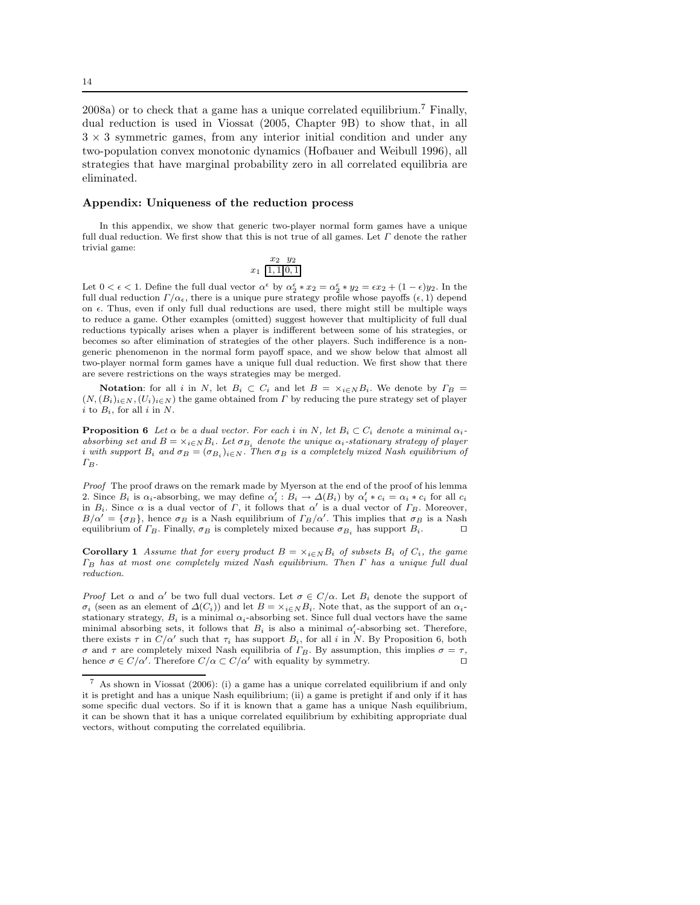2008a) or to check that a game has a unique correlated equilibrium.[7] Finally, dual reduction is used in Viossat (2005, Chapter 9B) to show that, in all $3 \times 3$ symmetric games, from any interior initial condition and under any two-population convex monotonic dynamics (Hofbauer and Weibull 1996), all strategies that have marginal probability zero in all correlated equilibria are eliminated.

## Appendix: Uniqueness of the reduction process

In this appendix, we show that generic two-player normal form games have a unique full dual reduction. We first show that this is not true of all games. Let $\Gamma$ denote the rather trivial game:

|  | $x_2$ | $y_2$ |
|---|---|---|
| $x_1$ | 1, 1 | 0, 1 |

Let $0 < \epsilon < 1$. Define the full dual vector $\alpha^\epsilon$ by $\alpha_2^\epsilon * x_2 = \alpha_2^\epsilon * y_2 = \epsilon x_2 + (1-\epsilon) y_2$. In the full dual reduction $\Gamma/\alpha_\epsilon$, there is a unique pure strategy profile whose payoffs $(\epsilon, 1)$ depend on $\epsilon$. Thus, even if only full dual reductions are used, there might still be multiple ways to reduce a game. Other examples (omitted) suggest however that multiplicity of full dual reductions typically arises when a player is indifferent between some of his strategies, or becomes so after elimination of strategies of the other players. Such indifference is a non-generic phenomenon in the normal form payoff space, and we show below that almost all two-player normal form games have a unique full dual reduction. We first show that there are severe restrictions on the ways strategies may be merged.

**Notation**: for all $i$ in $N$, let $B_i \subset C_i$ and let $B = \times_{i \in N} B_i$. We denote by $\Gamma_B = (N, (B_i)_{i \in N}, (U_i)_{i \in N})$ the game obtained from $\Gamma$ by reducing the pure strategy set of player $i$ to $B_i$, for all $i$ in $N$.

**Proposition 6** *Let $\alpha$ be a dual vector. For each $i$ in $N$, let $B_i \subset C_i$ denote a minimal $\alpha_i$-absorbing set and $B = \times_{i \in N} B_i$. Let $\sigma_{B_i}$ denote the unique $\alpha_i$-stationary strategy of player $i$ with support $B_i$ and $\sigma_B = (\sigma_{B_i})_{i \in N}$. Then $\sigma_B$ is a completely mixed Nash equilibrium of $\Gamma_B$.*

*Proof* The proof draws on the remark made by Myerson at the end of the proof of his lemma 2. Since $B_i$ is $\alpha_i$-absorbing, we may define $\alpha_i' : B_i \to \Delta(B_i)$ by $\alpha_i' * c_i = \alpha_i * c_i$ for all $c_i$ in $B_i$. Since $\alpha$ is a dual vector of $\Gamma$, it follows that $\alpha'$ is a dual vector of $\Gamma_B$. Moreover, $B/\alpha' = \{\sigma_B\}$, hence $\sigma_B$ is a Nash equilibrium of $\Gamma_B/\alpha'$. This implies that $\sigma_B$ is a Nash equilibrium of $\Gamma_B$. Finally, $\sigma_B$ is completely mixed because $\sigma_{B_i}$ has support $B_i$. ⊓⊔

**Corollary 1** *Assume that for every product $B = \times_{i \in N} B_i$ of subsets $B_i$ of $C_i$, the game $\Gamma_B$ has at most one completely mixed Nash equilibrium. Then $\Gamma$ has a unique full dual reduction.*

*Proof* Let $\alpha$ and $\alpha'$ be two full dual vectors. Let $\sigma \in C/\alpha$. Let $B_i$ denote the support of $\sigma_i$ (seen as an element of $\Delta(C_i)$) and let $B = \times_{i \in N} B_i$. Note that, as the support of an $\alpha_i$-stationary strategy, $B_i$ is a minimal $\alpha_i$-absorbing set. Since full dual vectors have the same minimal absorbing sets, it follows that $B_i$ is also a minimal $\alpha_i'$-absorbing set. Therefore, there exists $\tau$ in $C/\alpha'$ such that $\tau_i$ has support $B_i$, for all $i$ in $N$. By Proposition 6, both $\sigma$ and $\tau$ are completely mixed Nash equilibria of $\Gamma_B$. By assumption, this implies $\sigma = \tau$, hence $\sigma \in C/\alpha'$. Therefore $C/\alpha \subset C/\alpha'$ with equality by symmetry. ⊓⊔

---

[7] As shown in Viossat (2006): (i) a game has a unique correlated equilibrium if and only it is pretight and has a unique Nash equilibrium; (ii) a game is pretight if and only if it has some specific dual vectors. So if it is known that a game has a unique Nash equilibrium, it can be shown that it has a unique correlated equilibrium by exhibiting appropriate dual vectors, without computing the correlated equilibria.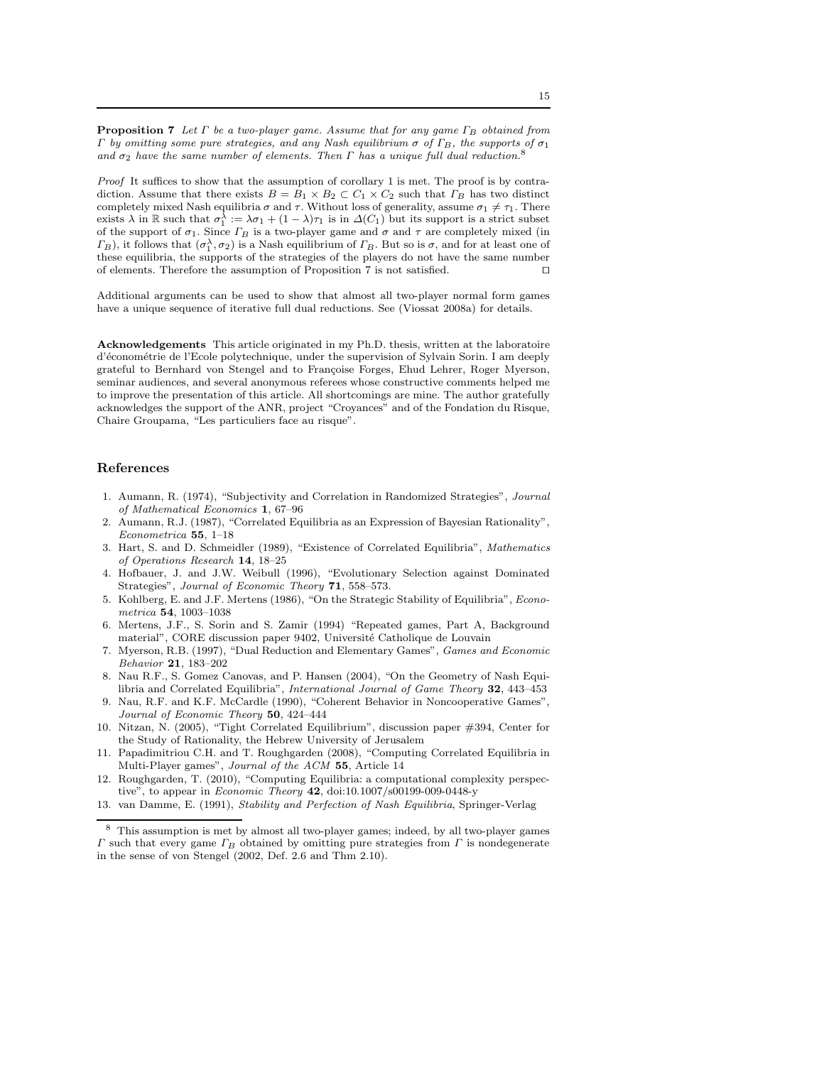**Proposition 7** *Let $\Gamma$ be a two-player game. Assume that for any game $\Gamma_B$ obtained from $\Gamma$ by omitting some pure strategies, and any Nash equilibrium $\sigma$ of $\Gamma_B$, the supports of $\sigma_1$ and $\sigma_2$ have the same number of elements. Then $\Gamma$ has a unique full dual reduction.*[8]

*Proof* It suffices to show that the assumption of corollary 1 is met. The proof is by contradiction. Assume that there exists $B = B_1 \times B_2 \subset C_1 \times C_2$ such that $\Gamma_B$ has two distinct completely mixed Nash equilibria $\sigma$ and $\tau$. Without loss of generality, assume $\sigma_1 \neq \tau_1$. There exists $\lambda$ in $\mathbb{R}$ such that $\sigma_1^\lambda := \lambda\sigma_1 + (1-\lambda)\tau_1$ is in $\Delta(C_1)$ but its support is a strict subset of the support of $\sigma_1$. Since $\Gamma_B$ is a two-player game and $\sigma$ and $\tau$ are completely mixed (in $\Gamma_B$), it follows that $(\sigma_1^\lambda, \sigma_2)$ is a Nash equilibrium of $\Gamma_B$. But so is $\sigma$, and for at least one of these equilibria, the supports of the strategies of the players do not have the same number of elements. Therefore the assumption of Proposition 7 is not satisfied. □

Additional arguments can be used to show that almost all two-player normal form games have a unique sequence of iterative full dual reductions. See (Viossat 2008a) for details.

**Acknowledgements** This article originated in my Ph.D. thesis, written at the laboratoire d'économétrie de l'Ecole polytechnique, under the supervision of Sylvain Sorin. I am deeply grateful to Bernhard von Stengel and to Françoise Forges, Ehud Lehrer, Roger Myerson, seminar audiences, and several anonymous referees whose constructive comments helped me to improve the presentation of this article. All shortcomings are mine. The author gratefully acknowledges the support of the ANR, project "Croyances" and of the Fondation du Risque, Chaire Groupama, "Les particuliers face au risque".

## References

1. Aumann, R. (1974), "Subjectivity and Correlation in Randomized Strategies", *Journal of Mathematical Economics* **1**, 67–96
2. Aumann, R.J. (1987), "Correlated Equilibria as an Expression of Bayesian Rationality", *Econometrica* **55**, 1–18
3. Hart, S. and D. Schmeidler (1989), "Existence of Correlated Equilibria", *Mathematics of Operations Research* **14**, 18–25
4. Hofbauer, J. and J.W. Weibull (1996), "Evolutionary Selection against Dominated Strategies", *Journal of Economic Theory* **71**, 558–573.
5. Kohlberg, E. and J.F. Mertens (1986), "On the Strategic Stability of Equilibria", *Econometrica* **54**, 1003–1038
6. Mertens, J.F., S. Sorin and S. Zamir (1994) "Repeated games, Part A, Background material", CORE discussion paper 9402, Université Catholique de Louvain
7. Myerson, R.B. (1997), "Dual Reduction and Elementary Games", *Games and Economic Behavior* **21**, 183–202
8. Nau R.F., S. Gomez Canovas, and P. Hansen (2004), "On the Geometry of Nash Equilibria and Correlated Equilibria", *International Journal of Game Theory* **32**, 443–453
9. Nau, R.F. and K.F. McCardle (1990), "Coherent Behavior in Noncooperative Games", *Journal of Economic Theory* **50**, 424–444
10. Nitzan, N. (2005), "Tight Correlated Equilibrium", discussion paper #394, Center for the Study of Rationality, the Hebrew University of Jerusalem
11. Papadimitriou C.H. and T. Roughgarden (2008), "Computing Correlated Equilibria in Multi-Player games", *Journal of the ACM* **55**, Article 14
12. Roughgarden, T. (2010), "Computing Equilibria: a computational complexity perspective", to appear in *Economic Theory* **42**, doi:10.1007/s00199-009-0448-y
13. van Damme, E. (1991), *Stability and Perfection of Nash Equilibria*, Springer-Verlag

[8] This assumption is met by almost all two-player games; indeed, by all two-player games $\Gamma$ such that every game $\Gamma_B$ obtained by omitting pure strategies from $\Gamma$ is nondegenerate in the sense of von Stengel (2002, Def. 2.6 and Thm 2.10).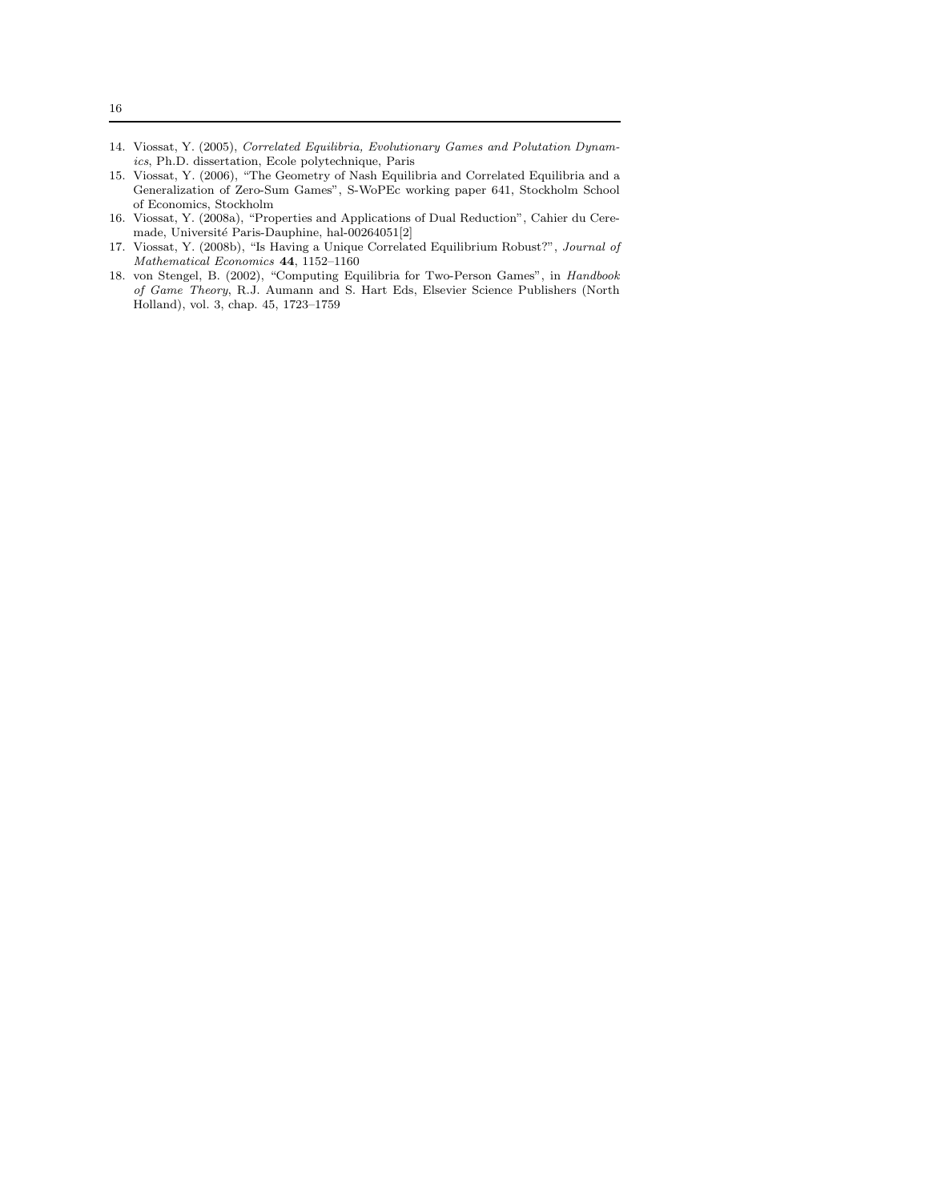14. Viossat, Y. (2005), *Correlated Equilibria, Evolutionary Games and Polutation Dynamics*, Ph.D. dissertation, Ecole polytechnique, Paris
15. Viossat, Y. (2006), "The Geometry of Nash Equilibria and Correlated Equilibria and a Generalization of Zero-Sum Games", S-WoPEc working paper 641, Stockholm School of Economics, Stockholm
16. Viossat, Y. (2008a), "Properties and Applications of Dual Reduction", Cahier du Ceremade, Université Paris-Dauphine, hal-00264051[2]
17. Viossat, Y. (2008b), "Is Having a Unique Correlated Equilibrium Robust?", *Journal of Mathematical Economics* **44**, 1152–1160
18. von Stengel, B. (2002), "Computing Equilibria for Two-Person Games", in *Handbook of Game Theory*, R.J. Aumann and S. Hart Eds, Elsevier Science Publishers (North Holland), vol. 3, chap. 45, 1723–1759